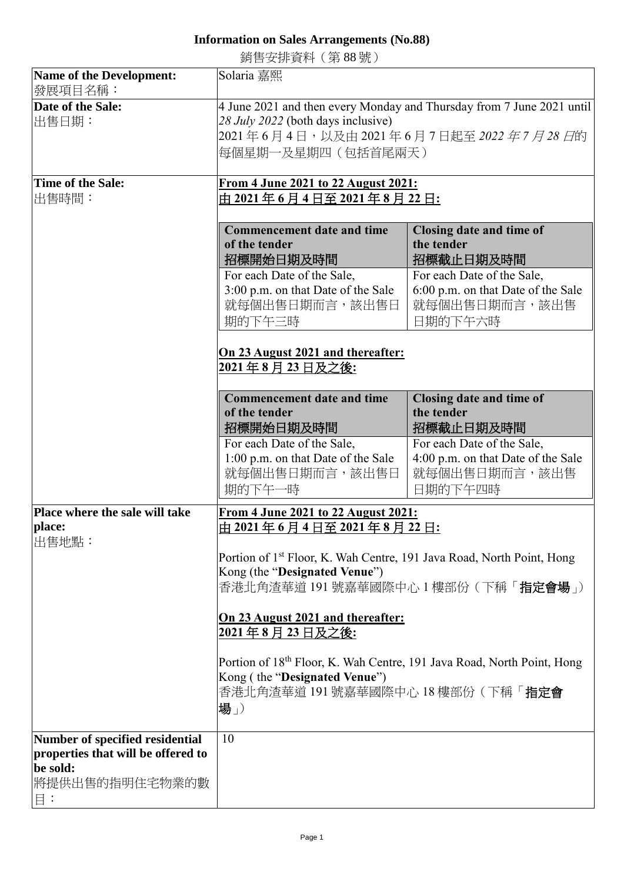# Information on Sales Arrangements (No.88)

銷售安排資料（第 88 號）

<table>
<tr>
<td><b>Name of the Development:</b><br>發展項目名稱：</td>
<td>Solaria 嘉熙</td>
</tr>
<tr>
<td><b>Date of the Sale:</b><br>出售日期：</td>
<td>4 June 2021 and then every Monday and Thursday from 7 June 2021 until <i>28 July 2022</i> (both days inclusive)<br>2021 年 6 月 4 日，以及由 2021 年 6 月 7 日起至 <i>2022 年 7 月 28 日</i>的每個星期一及星期四（包括首尾兩天）</td>
</tr>
<tr>
<td><b>Time of the Sale:</b><br>出售時間：</td>
<td><b><u>From 4 June 2021 to 22 August 2021:</u></b><br><b><u>由 2021 年 6 月 4 日至 2021 年 8 月 22 日:</u></b><br><br>
<table>
<tr><th>Commencement date and time of the tender<br>招標開始日期及時間</th><th>Closing date and time of the tender<br>招標截止日期及時間</th></tr>
<tr><td>For each Date of the Sale, 3:00 p.m. on that Date of the Sale<br>就每個出售日期而言，該出售日期的下午三時</td><td>For each Date of the Sale, 6:00 p.m. on that Date of the Sale<br>就每個出售日期而言，該出售日期的下午六時</td></tr>
</table>
<br><b><u>On 23 August 2021 and thereafter:</u></b><br><b><u>2021 年 8 月 23 日及之後:</u></b><br><br>
<table>
<tr><th>Commencement date and time of the tender<br>招標開始日期及時間</th><th>Closing date and time of the tender<br>招標截止日期及時間</th></tr>
<tr><td>For each Date of the Sale, 1:00 p.m. on that Date of the Sale<br>就每個出售日期而言，該出售日期的下午一時</td><td>For each Date of the Sale, 4:00 p.m. on that Date of the Sale<br>就每個出售日期而言，該出售日期的下午四時</td></tr>
</table>
</td>
</tr>
<tr>
<td><b>Place where the sale will take place:</b><br>出售地點：</td>
<td><b><u>From 4 June 2021 to 22 August 2021:</u></b><br><b><u>由 2021 年 6 月 4 日至 2021 年 8 月 22 日:</u></b><br><br>Portion of 1st Floor, K. Wah Centre, 191 Java Road, North Point, Hong Kong (the "<b>Designated Venue</b>")<br>香港北角渣華道 191 號嘉華國際中心 1 樓部份（下稱「<b>指定會場</b>」）<br><br><b><u>On 23 August 2021 and thereafter:</u></b><br><b><u>2021 年 8 月 23 日及之後:</u></b><br><br>Portion of 18th Floor, K. Wah Centre, 191 Java Road, North Point, Hong Kong ( the "<b>Designated Venue</b>")<br>香港北角渣華道 191 號嘉華國際中心 18 樓部份（下稱「<b>指定會場</b>」）</td>
</tr>
<tr>
<td><b>Number of specified residential properties that will be offered to be sold:</b><br>將提供出售的指明住宅物業的數目：</td>
<td>10</td>
</tr>
</table>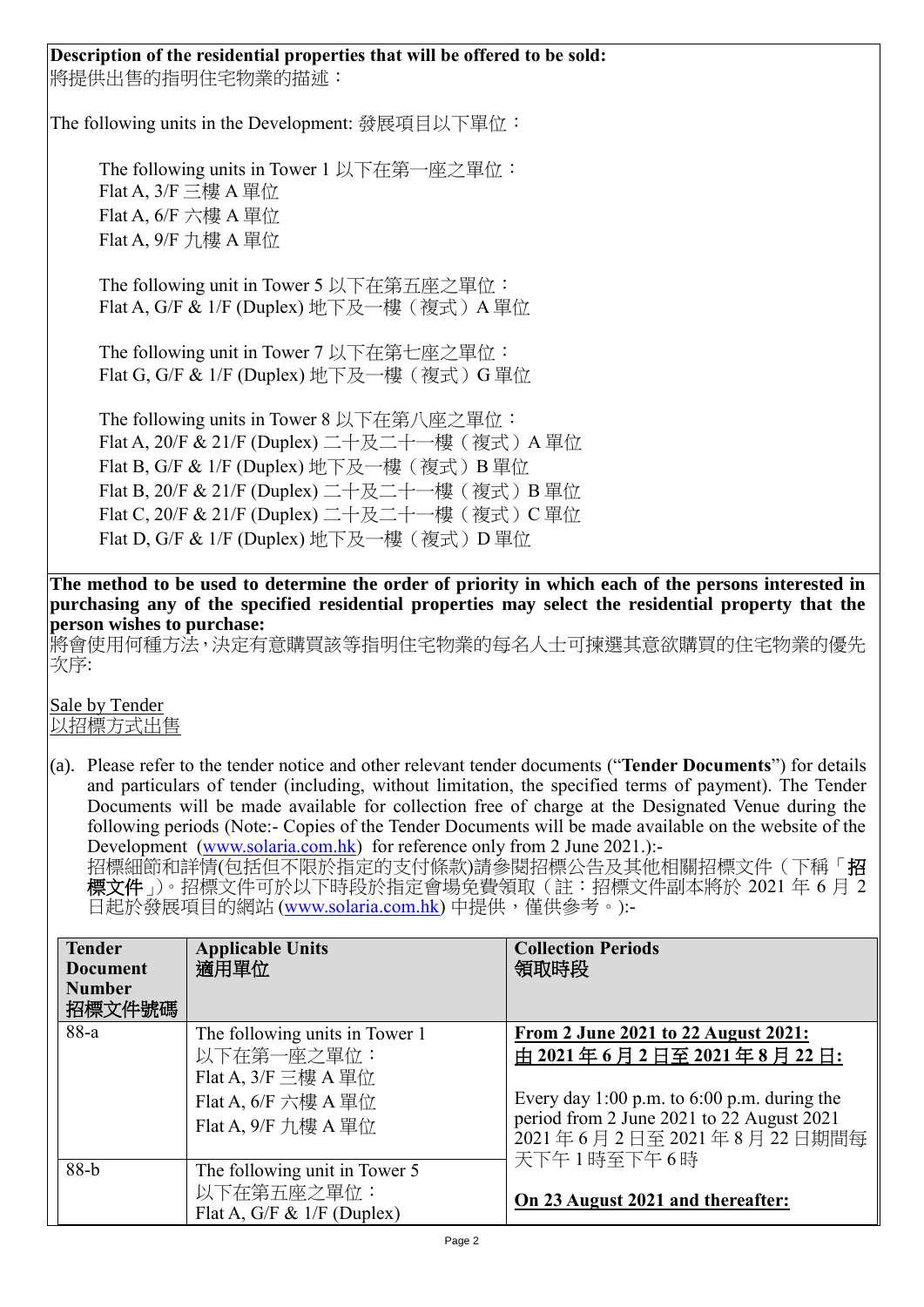**Description of the residential properties that will be offered to be sold:**
將提供出售的指明住宅物業的描述：

The following units in the Development: 發展項目以下單位：

The following units in Tower 1 以下在第一座之單位：
Flat A, 3/F 三樓 A 單位
Flat A, 6/F 六樓 A 單位
Flat A, 9/F 九樓 A 單位

The following unit in Tower 5 以下在第五座之單位：
Flat A, G/F & 1/F (Duplex) 地下及一樓（複式）A 單位

The following unit in Tower 7 以下在第七座之單位：
Flat G, G/F & 1/F (Duplex) 地下及一樓（複式）G 單位

The following units in Tower 8 以下在第八座之單位：
Flat A, 20/F & 21/F (Duplex) 二十及二十一樓（複式）A 單位
Flat B, G/F & 1/F (Duplex) 地下及一樓（複式）B 單位
Flat B, 20/F & 21/F (Duplex) 二十及二十一樓（複式）B 單位
Flat C, 20/F & 21/F (Duplex) 二十及二十一樓（複式）C 單位
Flat D, G/F & 1/F (Duplex) 地下及一樓（複式）D 單位

**The method to be used to determine the order of priority in which each of the persons interested in purchasing any of the specified residential properties may select the residential property that the person wishes to purchase:**
將會使用何種方法，決定有意購買該等指明住宅物業的每名人士可揀選其意欲購買的住宅物業的優先次序:

Sale by Tender
以招標方式出售

(a). Please refer to the tender notice and other relevant tender documents ("**Tender Documents**") for details and particulars of tender (including, without limitation, the specified terms of payment). The Tender Documents will be made available for collection free of charge at the Designated Venue during the following periods (Note:- Copies of the Tender Documents will be made available on the website of the Development (www.solaria.com.hk) for reference only from 2 June 2021.):-
招標細節和詳情(包括但不限於指定的支付條款)請參閱招標公告及其他相關招標文件（下稱「**招標文件**」)。招標文件可於以下時段於指定會場免費領取（註：招標文件副本將於 2021 年 6 月 2 日起於發展項目的網站 (www.solaria.com.hk) 中提供，僅供參考。):-

| **Tender Document Number 招標文件號碼** | **Applicable Units 適用單位** | **Collection Periods 領取時段** |
|---|---|---|
| 88-a | The following units in Tower 1<br>以下在第一座之單位：<br>Flat A, 3/F 三樓 A 單位<br>Flat A, 6/F 六樓 A 單位<br>Flat A, 9/F 九樓 A 單位 | **From 2 June 2021 to 22 August 2021:**<br>**由 2021 年 6 月 2 日至 2021 年 8 月 22 日:**<br><br>Every day 1:00 p.m. to 6:00 p.m. during the period from 2 June 2021 to 22 August 2021<br>2021 年 6 月 2 日至 2021 年 8 月 22 日期間每天下午 1 時至下午 6 時<br><br>**On 23 August 2021 and thereafter:** |
| 88-b | The following unit in Tower 5<br>以下在第五座之單位：<br>Flat A, G/F & 1/F (Duplex) | |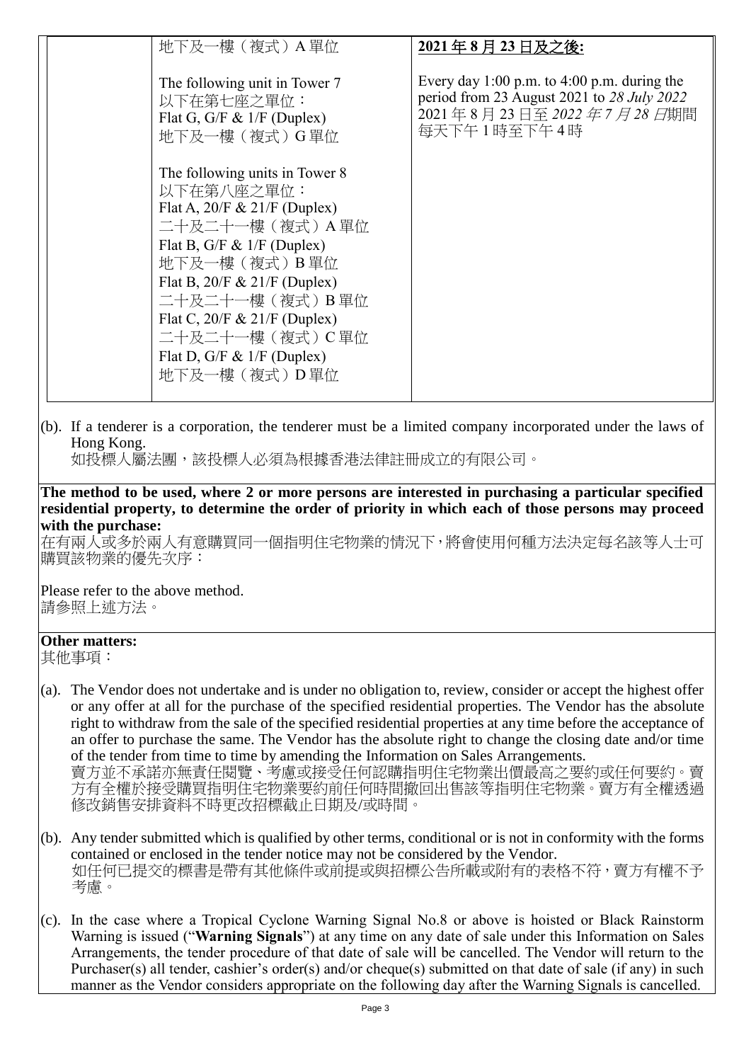| | | |
|---|---|---|
| | 地下及一樓（複式）A 單位<br><br>The following unit in Tower 7<br>以下在第七座之單位：<br>Flat G, G/F & 1/F (Duplex)<br>地下及一樓（複式）G 單位<br><br>The following units in Tower 8<br>以下在第八座之單位：<br>Flat A, 20/F & 21/F (Duplex)<br>二十及二十一樓（複式）A 單位<br>Flat B, G/F & 1/F (Duplex)<br>地下及一樓（複式）B 單位<br>Flat B, 20/F & 21/F (Duplex)<br>二十及二十一樓（複式）B 單位<br>Flat C, 20/F & 21/F (Duplex)<br>二十及二十一樓（複式）C 單位<br>Flat D, G/F & 1/F (Duplex)<br>地下及一樓（複式）D 單位 | **2021 年 8 月 23 日及之後:**<br><br>Every day 1:00 p.m. to 4:00 p.m. during the period from 23 August 2021 to *28 July 2022*<br>2021 年 8 月 23 日至 *2022 年 7 月 28 日*期間每天下午 1 時至下午 4 時 |

(b). If a tenderer is a corporation, the tenderer must be a limited company incorporated under the laws of Hong Kong.
如投標人屬法團，該投標人必須為根據香港法律註冊成立的有限公司。

**The method to be used, where 2 or more persons are interested in purchasing a particular specified residential property, to determine the order of priority in which each of those persons may proceed with the purchase:**
在有兩人或多於兩人有意購買同一個指明住宅物業的情況下，將會使用何種方法決定每名該等人士可購買該物業的優先次序：

Please refer to the above method.
請參照上述方法。

**Other matters:**
其他事項：

(a). The Vendor does not undertake and is under no obligation to, review, consider or accept the highest offer or any offer at all for the purchase of the specified residential properties. The Vendor has the absolute right to withdraw from the sale of the specified residential properties at any time before the acceptance of an offer to purchase the same. The Vendor has the absolute right to change the closing date and/or time of the tender from time to time by amending the Information on Sales Arrangements.
賣方並不承諾亦無責任閱覽、考慮或接受任何認購指明住宅物業出價最高之要約或任何要約。賣方有全權於接受購買指明住宅物業要約前任何時間撤回出售該等指明住宅物業。賣方有全權透過修改銷售安排資料不時更改招標截止日期及/或時間。

(b). Any tender submitted which is qualified by other terms, conditional or is not in conformity with the forms contained or enclosed in the tender notice may not be considered by the Vendor.
如任何已提交的標書是帶有其他條件或前提或與招標公告所載或附有的表格不符，賣方有權不予考慮。

(c). In the case where a Tropical Cyclone Warning Signal No.8 or above is hoisted or Black Rainstorm Warning is issued ("**Warning Signals**") at any time on any date of sale under this Information on Sales Arrangements, the tender procedure of that date of sale will be cancelled. The Vendor will return to the Purchaser(s) all tender, cashier's order(s) and/or cheque(s) submitted on that date of sale (if any) in such manner as the Vendor considers appropriate on the following day after the Warning Signals is cancelled.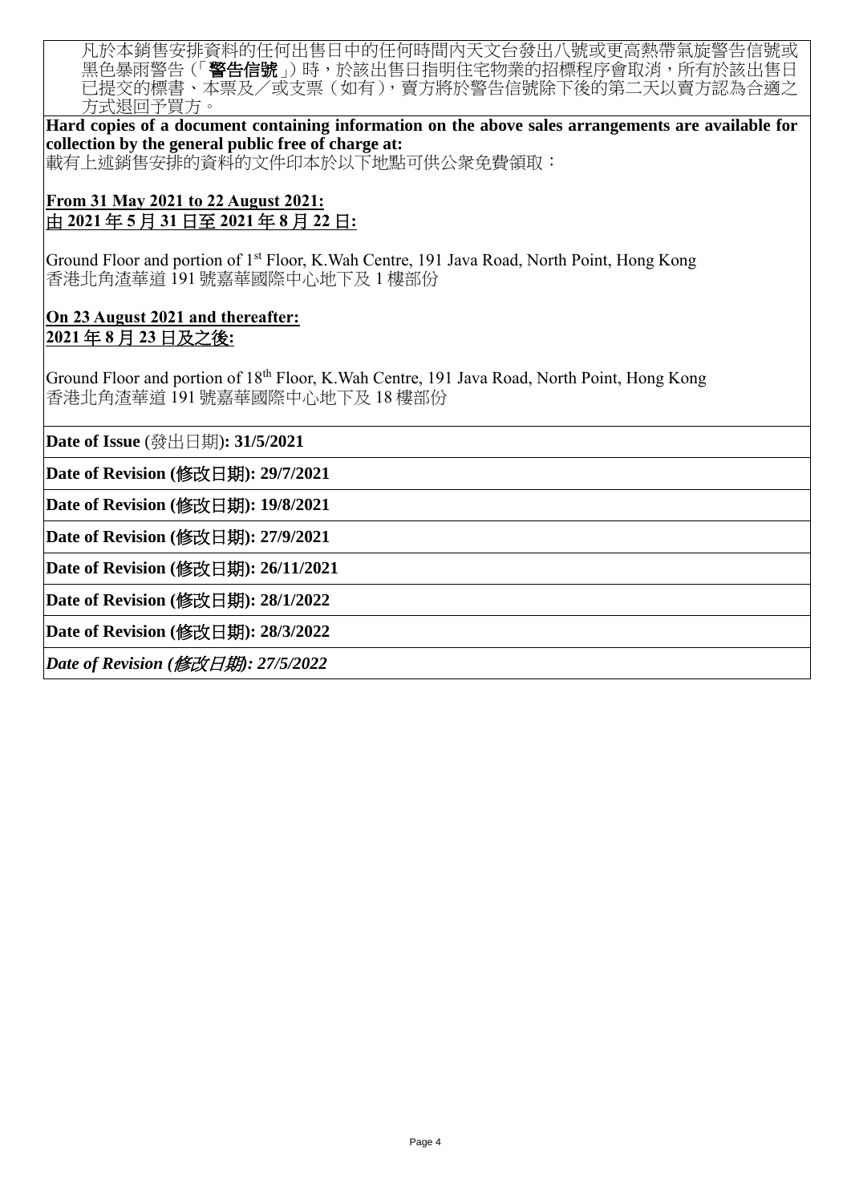凡於本銷售安排資料的任何出售日中的任何時間內天文台發出八號或更高熱帶氣旋警告信號或黑色暴雨警告（「**警告信號**」）時，於該出售日指明住宅物業的招標程序會取消，所有於該出售日已提交的標書、本票及／或支票（如有），賣方將於警告信號除下後的第二天以賣方認為合適之方式退回予買方。

**Hard copies of a document containing information on the above sales arrangements are available for collection by the general public free of charge at:**
載有上述銷售安排的資料的文件印本於以下地點可供公眾免費領取：

**From 31 May 2021 to 22 August 2021:**
**由 2021 年 5 月 31 日至 2021 年 8 月 22 日:**

Ground Floor and portion of 1st Floor, K.Wah Centre, 191 Java Road, North Point, Hong Kong
香港北角渣華道 191 號嘉華國際中心地下及 1 樓部份

**On 23 August 2021 and thereafter:**
**2021 年 8 月 23 日及之後:**

Ground Floor and portion of 18th Floor, K.Wah Centre, 191 Java Road, North Point, Hong Kong
香港北角渣華道 191 號嘉華國際中心地下及 18 樓部份

**Date of Issue** (發出日期)**: 31/5/2021**

**Date of Revision (修改日期): 29/7/2021**

**Date of Revision (修改日期): 19/8/2021**

**Date of Revision (修改日期): 27/9/2021**

**Date of Revision (修改日期): 26/11/2021**

**Date of Revision (修改日期): 28/1/2022**

**Date of Revision (修改日期): 28/3/2022**

***Date of Revision (修改日期): 27/5/2022***